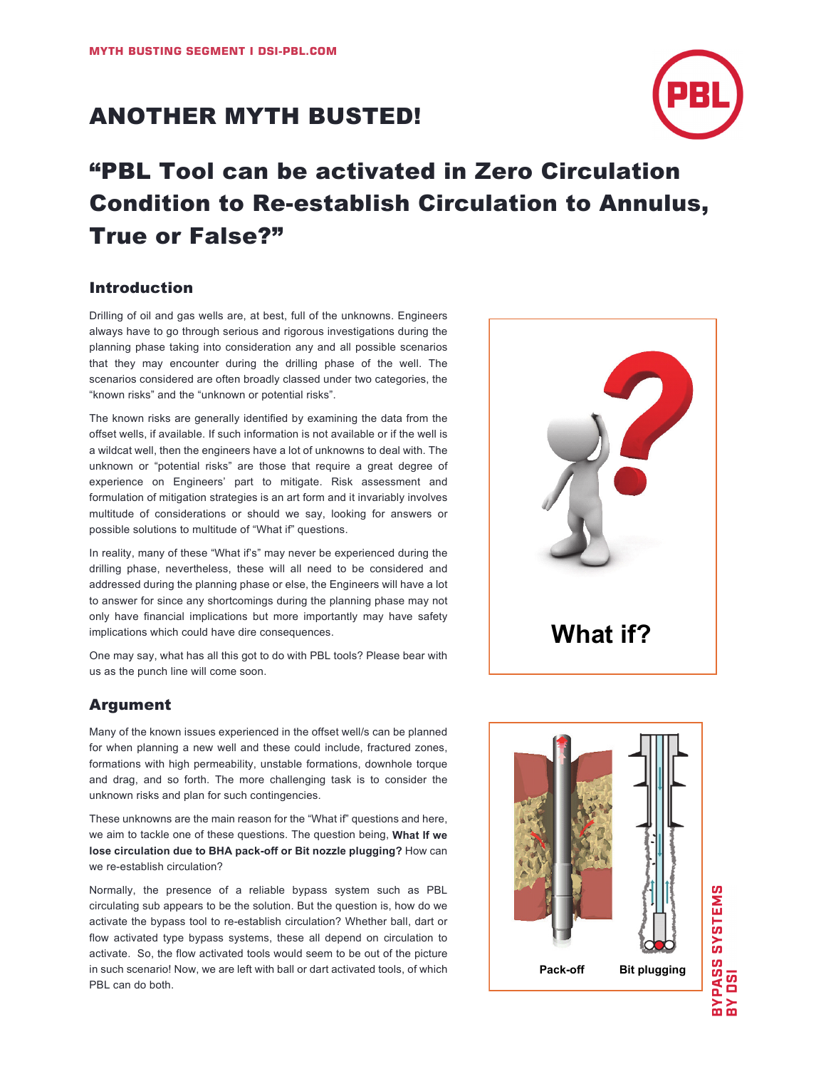MYTH BUSTING SEGMENT I DSI-PBL.COM

# ANOTHER MYTH BUSTED!

## "PBL Tool can be activated in Zero Circulation Condition to Re-establish Circulation to Annulus, True or False?"

### Introduction

Drilling of oil and gas wells are, at best, full of the unknowns. Engineers always have to go through serious and rigorous investigations during the planning phase taking into consideration any and all possible scenarios that they may encounter during the drilling phase of the well. The scenarios considered are often broadly classed under two categories, the "known risks" and the "unknown or potential risks".

The known risks are generally identified by examining the data from the offset wells, if available. If such information is not available or if the well is a wildcat well, then the engineers have a lot of unknowns to deal with. The unknown or "potential risks" are those that require a great degree of experience on Engineers' part to mitigate. Risk assessment and formulation of mitigation strategies is an art form and it invariably involves multitude of considerations or should we say, looking for answers or possible solutions to multitude of "What if" questions.

In reality, many of these "What if's" may never be experienced during the drilling phase, nevertheless, these will all need to be considered and addressed during the planning phase or else, the Engineers will have a lot to answer for since any shortcomings during the planning phase may not only have financial implications but more importantly may have safety implications which could have dire consequences.

One may say, what has all this got to do with PBL tools? Please bear with us as the punch line will come soon.

What if?

### Argument

Many of the known issues experienced in the offset well/s can be planned for when planning a new well and these could include, fractured zones, formations with high permeability, unstable formations, downhole torque and drag, and so forth. The more challenging task is to consider the unknown risks and plan for such contingencies.

These unknowns are the main reason for the "What if" questions and here, we aim to tackle one of these questions. The question being, **What If we lose circulation due to BHA pack-off or Bit nozzle plugging?** How can we re-establish circulation?

Normally, the presence of a reliable bypass system such as PBL circulating sub appears to be the solution. But the question is, how do we activate the bypass tool to re-establish circulation? Whether ball, dart or flow activated type bypass systems, these all depend on circulation to activate. So, the flow activated tools would seem to be out of the picture in such scenario! Now, we are left with ball or dart activated tools, of which PBL can do both.

Pack-off    Bit plugging

BYPASS SYSTEMS BY DSI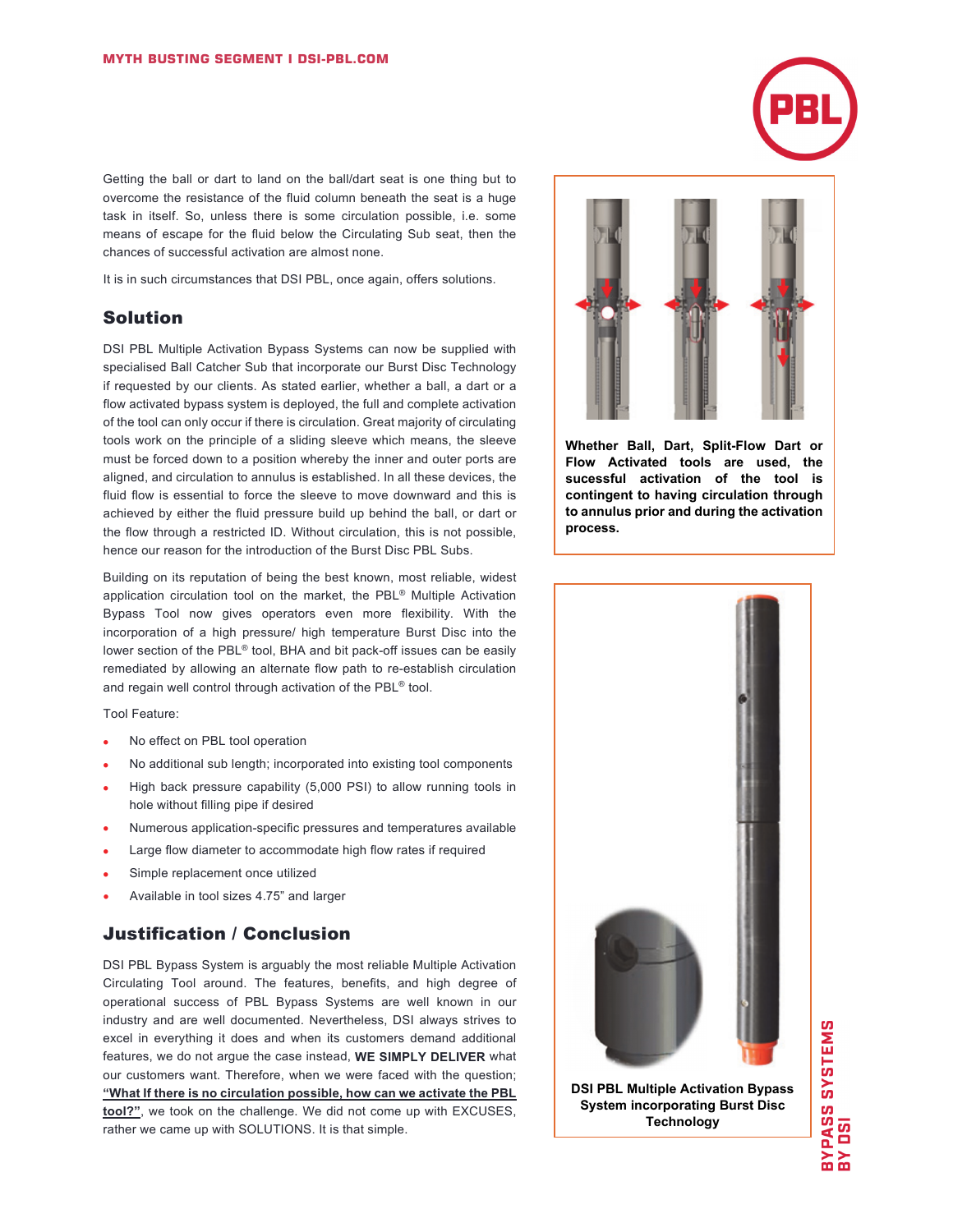Getting the ball or dart to land on the ball/dart seat is one thing but to overcome the resistance of the fluid column beneath the seat is a huge task in itself. So, unless there is some circulation possible, i.e. some means of escape for the fluid below the Circulating Sub seat, then the chances of successful activation are almost none.

It is in such circumstances that DSI PBL, once again, offers solutions.

## Solution

DSI PBL Multiple Activation Bypass Systems can now be supplied with specialised Ball Catcher Sub that incorporate our Burst Disc Technology if requested by our clients. As stated earlier, whether a ball, a dart or a flow activated bypass system is deployed, the full and complete activation of the tool can only occur if there is circulation. Great majority of circulating tools work on the principle of a sliding sleeve which means, the sleeve must be forced down to a position whereby the inner and outer ports are aligned, and circulation to annulus is established. In all these devices, the fluid flow is essential to force the sleeve to move downward and this is achieved by either the fluid pressure build up behind the ball, or dart or the flow through a restricted ID. Without circulation, this is not possible, hence our reason for the introduction of the Burst Disc PBL Subs.

Building on its reputation of being the best known, most reliable, widest application circulation tool on the market, the PBL® Multiple Activation Bypass Tool now gives operators even more flexibility. With the incorporation of a high pressure/ high temperature Burst Disc into the lower section of the PBL® tool, BHA and bit pack-off issues can be easily remediated by allowing an alternate flow path to re-establish circulation and regain well control through activation of the PBL® tool.

Tool Feature:

- No effect on PBL tool operation
- No additional sub length; incorporated into existing tool components
- High back pressure capability (5,000 PSI) to allow running tools in hole without filling pipe if desired
- Numerous application-specific pressures and temperatures available
- Large flow diameter to accommodate high flow rates if required
- Simple replacement once utilized
- Available in tool sizes 4.75" and larger

## Justification / Conclusion

DSI PBL Bypass System is arguably the most reliable Multiple Activation Circulating Tool around. The features, benefits, and high degree of operational success of PBL Bypass Systems are well known in our industry and are well documented. Nevertheless, DSI always strives to excel in everything it does and when its customers demand additional features, we do not argue the case instead, **WE SIMPLY DELIVER** what our customers want. Therefore, when we were faced with the question; **"What If there is no circulation possible, how can we activate the PBL tool?"**, we took on the challenge. We did not come up with EXCUSES, rather we came up with SOLUTIONS. It is that simple.

**Whether Ball, Dart, Split-Flow Dart or Flow Activated tools are used, the sucessful activation of the tool is contingent to having circulation through to annulus prior and during the activation process.**

**DSI PBL Multiple Activation Bypass System incorporating Burst Disc Technology**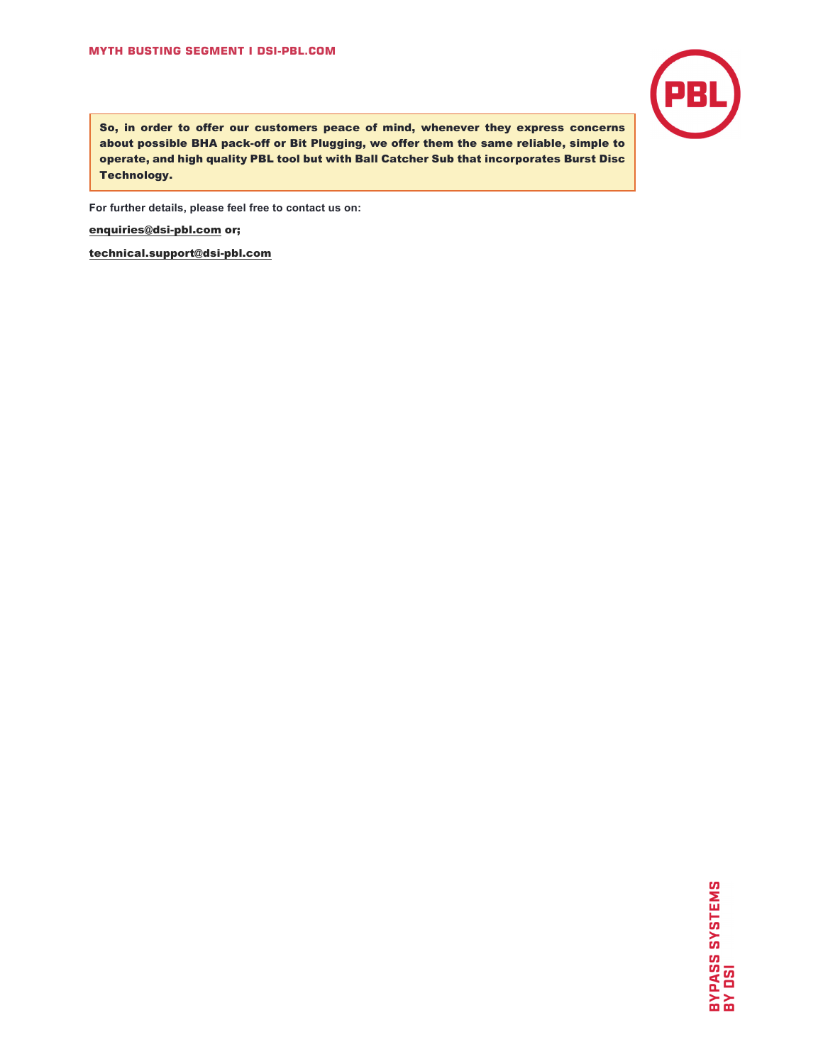**So, in order to offer our customers peace of mind, whenever they express concerns about possible BHA pack-off or Bit Plugging, we offer them the same reliable, simple to operate, and high quality PBL tool but with Ball Catcher Sub that incorporates Burst Disc Technology.**

**For further details, please feel free to contact us on:**

**enquiries@dsi-pbl.com or;**

**technical.support@dsi-pbl.com**